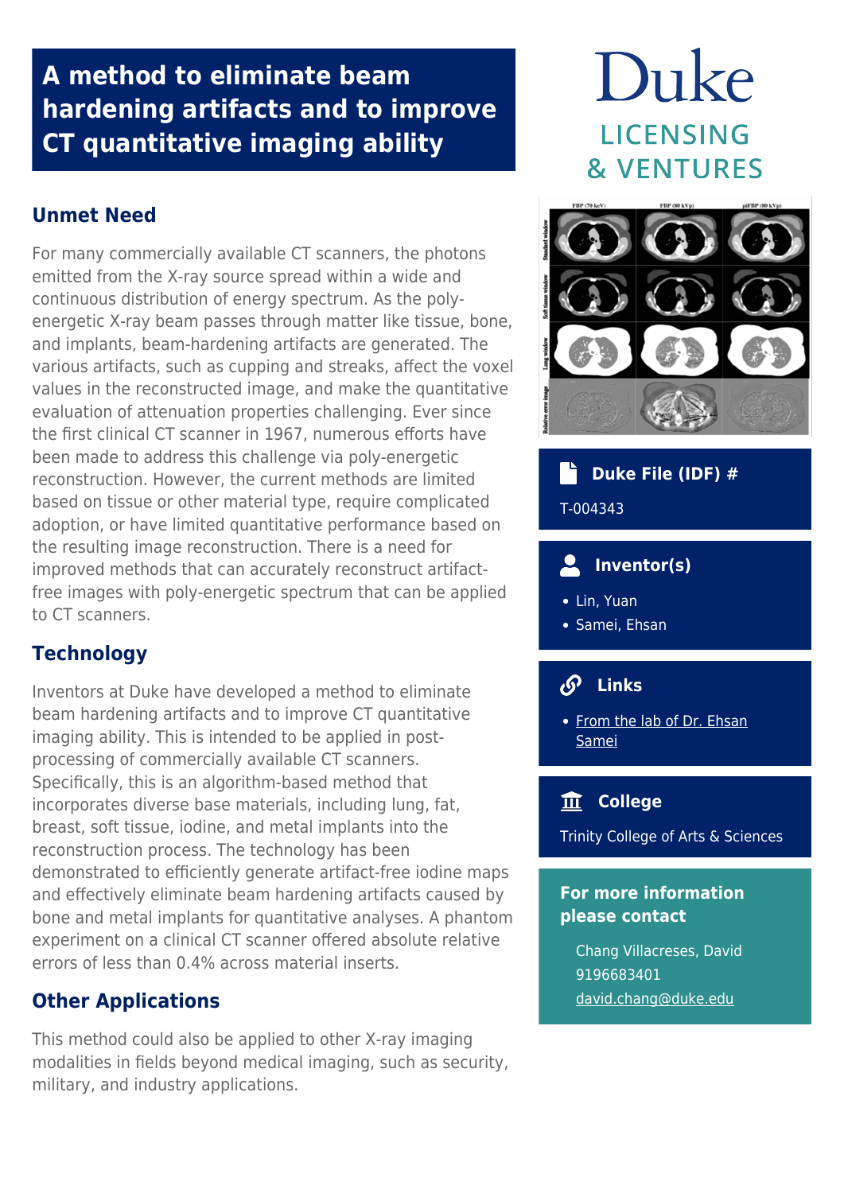# A method to eliminate beam hardening artifacts and to improve CT quantitative imaging ability

Duke
LICENSING
& VENTURES

## Unmet Need

For many commercially available CT scanners, the photons emitted from the X-ray source spread within a wide and continuous distribution of energy spectrum. As the poly-energetic X-ray beam passes through matter like tissue, bone, and implants, beam-hardening artifacts are generated. The various artifacts, such as cupping and streaks, affect the voxel values in the reconstructed image, and make the quantitative evaluation of attenuation properties challenging. Ever since the first clinical CT scanner in 1967, numerous efforts have been made to address this challenge via poly-energetic reconstruction. However, the current methods are limited based on tissue or other material type, require complicated adoption, or have limited quantitative performance based on the resulting image reconstruction. There is a need for improved methods that can accurately reconstruct artifact-free images with poly-energetic spectrum that can be applied to CT scanners.

## Technology

Inventors at Duke have developed a method to eliminate beam hardening artifacts and to improve CT quantitative imaging ability. This is intended to be applied in post-processing of commercially available CT scanners. Specifically, this is an algorithm-based method that incorporates diverse base materials, including lung, fat, breast, soft tissue, iodine, and metal implants into the reconstruction process. The technology has been demonstrated to efficiently generate artifact-free iodine maps and effectively eliminate beam hardening artifacts caused by bone and metal implants for quantitative analyses. A phantom experiment on a clinical CT scanner offered absolute relative errors of less than 0.4% across material inserts.

## Other Applications

This method could also be applied to other X-ray imaging modalities in fields beyond medical imaging, such as security, military, and industry applications.

### Duke File (IDF) #

T-004343

### Inventor(s)

- Lin, Yuan
- Samei, Ehsan

### Links

- From the lab of Dr. Ehsan Samei

### College

Trinity College of Arts & Sciences

### For more information please contact

Chang Villacreses, David
9196683401
david.chang@duke.edu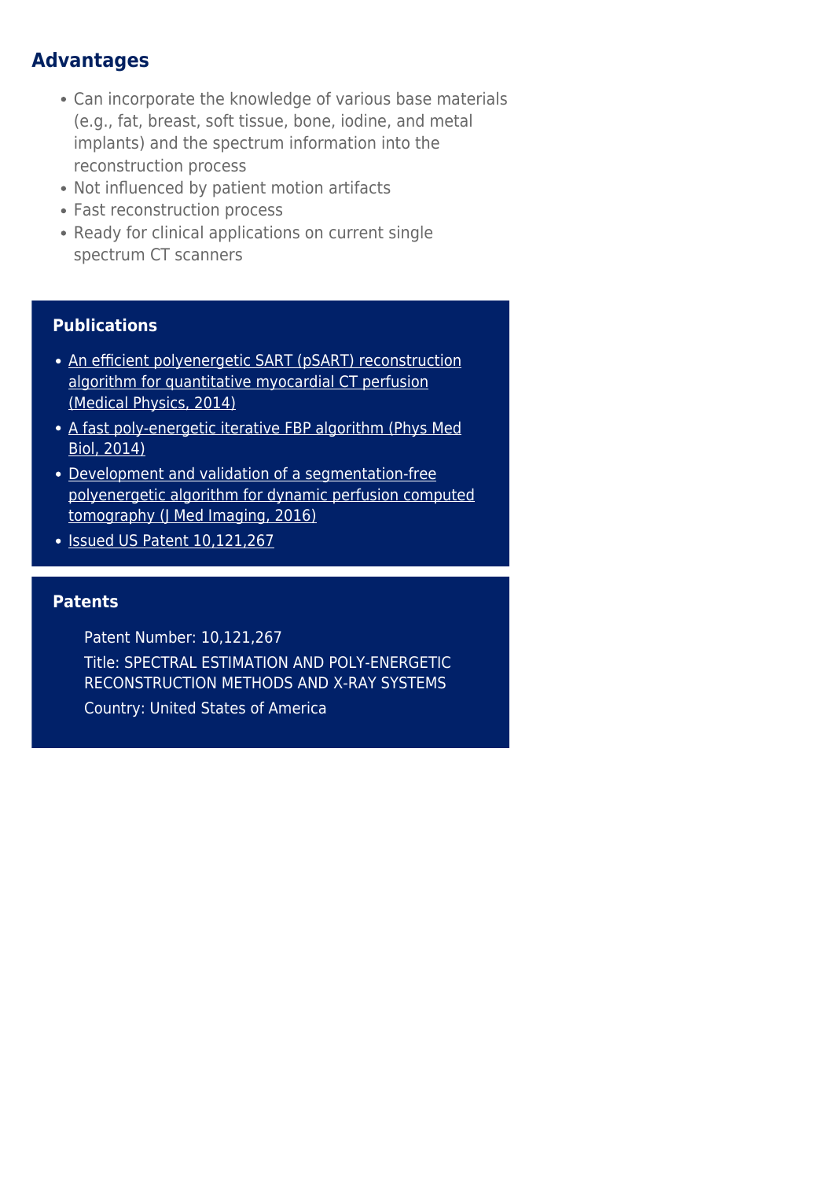## Advantages

- Can incorporate the knowledge of various base materials (e.g., fat, breast, soft tissue, bone, iodine, and metal implants) and the spectrum information into the reconstruction process
- Not influenced by patient motion artifacts
- Fast reconstruction process
- Ready for clinical applications on current single spectrum CT scanners

### Publications

- An efficient polyenergetic SART (pSART) reconstruction algorithm for quantitative myocardial CT perfusion (Medical Physics, 2014)
- A fast poly-energetic iterative FBP algorithm (Phys Med Biol, 2014)
- Development and validation of a segmentation-free polyenergetic algorithm for dynamic perfusion computed tomography (J Med Imaging, 2016)
- Issued US Patent 10,121,267

### Patents

Patent Number: 10,121,267

Title: SPECTRAL ESTIMATION AND POLY-ENERGETIC RECONSTRUCTION METHODS AND X-RAY SYSTEMS

Country: United States of America